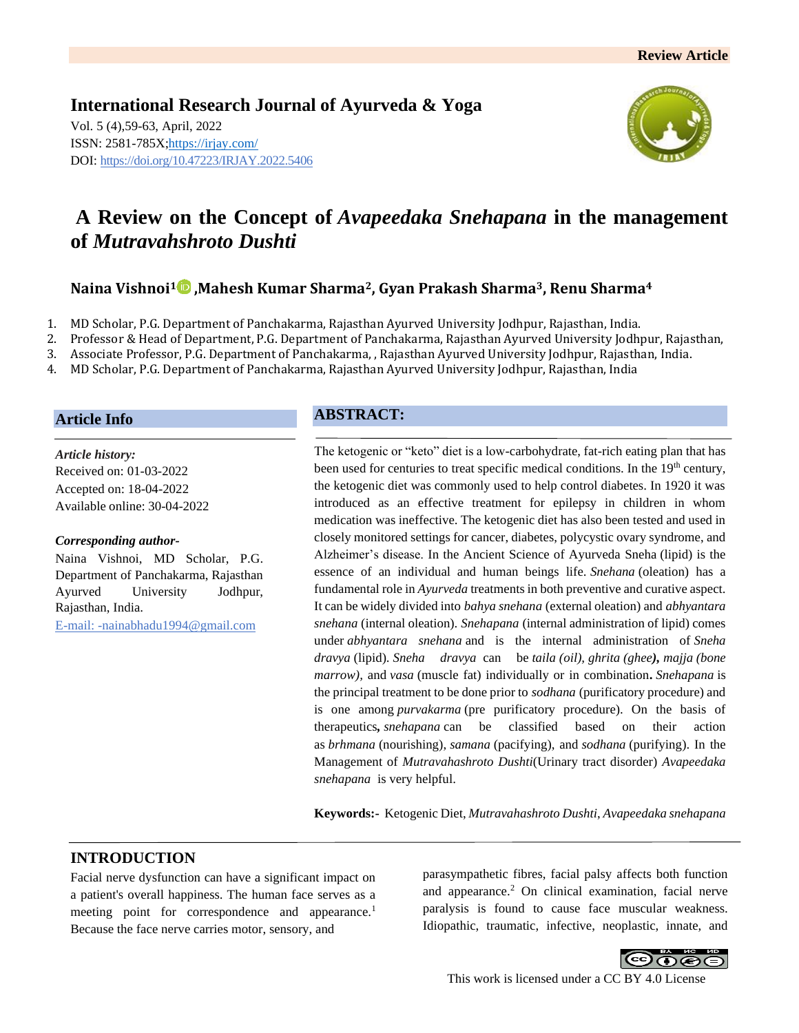Review Article

**International Research Journal of Ayurveda & Yoga**

Vol. 5 (4),59-63, April, 2022
ISSN: 2581-785X;https://irjay.com/
DOI: https://doi.org/10.47223/IRJAY.2022.5406

# A Review on the Concept of *Avapeedaka Snehapana* in the management of *Mutravahshroto Dushti*

**Naina Vishnoi[1], Mahesh Kumar Sharma[2], Gyan Prakash Sharma[3], Renu Sharma[4]**

1. MD Scholar, P.G. Department of Panchakarma, Rajasthan Ayurved University Jodhpur, Rajasthan, India.
2. Professor & Head of Department, P.G. Department of Panchakarma, Rajasthan Ayurved University Jodhpur, Rajasthan,
3. Associate Professor, P.G. Department of Panchakarma, , Rajasthan Ayurved University Jodhpur, Rajasthan, India.
4. MD Scholar, P.G. Department of Panchakarma, Rajasthan Ayurved University Jodhpur, Rajasthan, India

## Article Info

***Article history:***
Received on: 01-03-2022
Accepted on: 18-04-2022
Available online: 30-04-2022

***Corresponding author-***
Naina Vishnoi, MD Scholar, P.G. Department of Panchakarma, Rajasthan Ayurved University Jodhpur, Rajasthan, India.
E-mail: -nainabhadu1994@gmail.com

## ABSTRACT:

The ketogenic or "keto" diet is a low-carbohydrate, fat-rich eating plan that has been used for centuries to treat specific medical conditions. In the 19th century, the ketogenic diet was commonly used to help control diabetes. In 1920 it was introduced as an effective treatment for epilepsy in children in whom medication was ineffective. The ketogenic diet has also been tested and used in closely monitored settings for cancer, diabetes, polycystic ovary syndrome, and Alzheimer's disease. In the Ancient Science of Ayurveda Sneha (lipid) is the essence of an individual and human beings life. *Snehana* (oleation) has a fundamental role in *Ayurveda* treatments in both preventive and curative aspect. It can be widely divided into *bahya snehana* (external oleation) and *abhyantara snehana* (internal oleation). *Snehapana* (internal administration of lipid) comes under *abhyantara snehana* and is the internal administration of *Sneha dravya* (lipid). *Sneha dravya* can be *taila (oil), ghrita (ghee)***,** *majja (bone marrow),* and *vasa* (muscle fat) individually or in combination**.** *Snehapana* is the principal treatment to be done prior to *sodhana* (purificatory procedure) and is one among *purvakarma* (pre purificatory procedure). On the basis of therapeutics**,** *snehapana* can be classified based on their action as *brhmana* (nourishing), *samana* (pacifying), and *sodhana* (purifying). In the Management of *Mutravahashroto Dushti*(Urinary tract disorder) *Avapeedaka snehapana* is very helpful.

**Keywords:-** Ketogenic Diet, *Mutravahashroto Dushti, Avapeedaka snehapana*

## INTRODUCTION

Facial nerve dysfunction can have a significant impact on a patient's overall happiness. The human face serves as a meeting point for correspondence and appearance.[1] Because the face nerve carries motor, sensory, and parasympathetic fibres, facial palsy affects both function and appearance.[2] On clinical examination, facial nerve paralysis is found to cause face muscular weakness. Idiopathic, traumatic, infective, neoplastic, innate, and

This work is licensed under a CC BY 4.0 License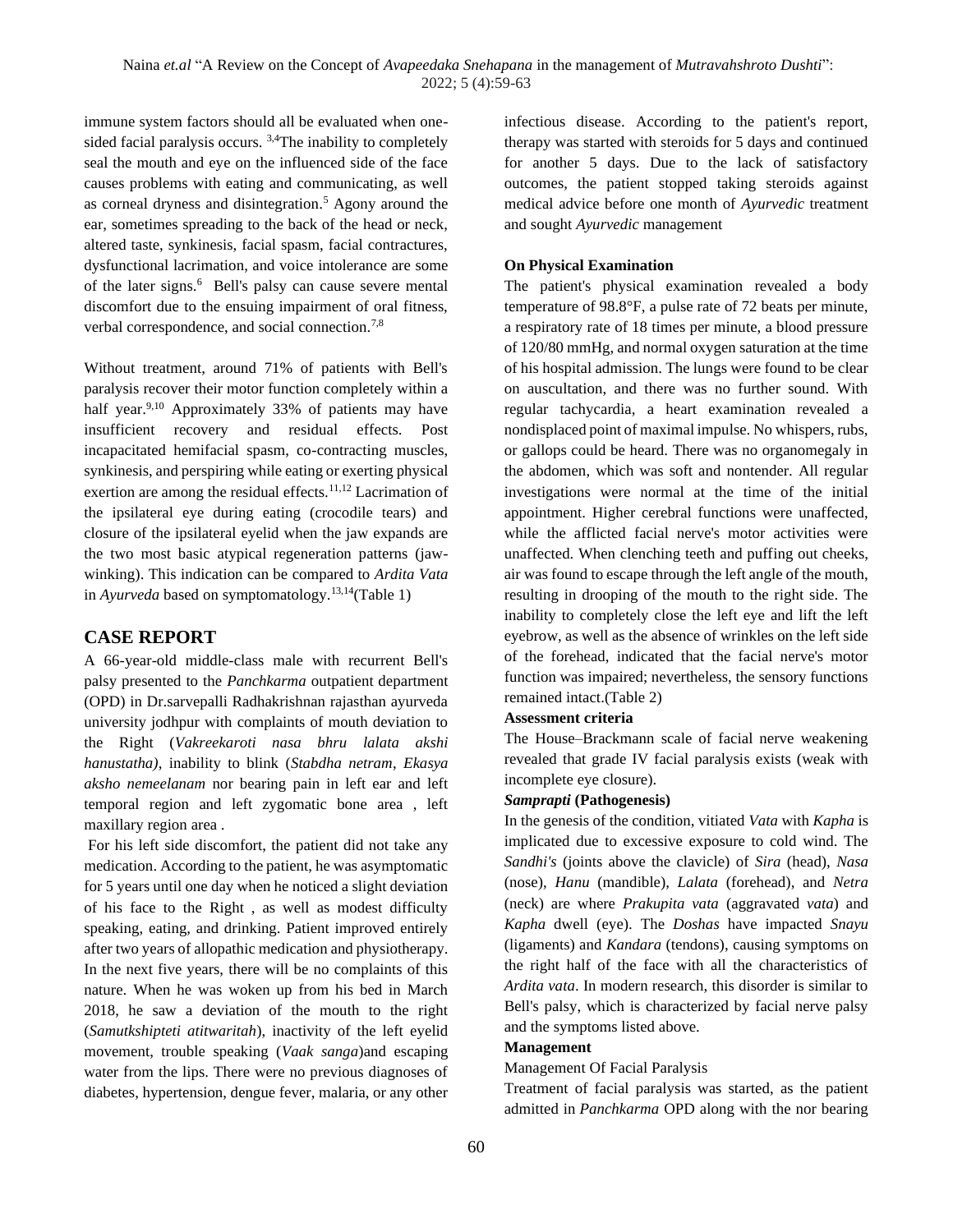immune system factors should all be evaluated when one-sided facial paralysis occurs. [3,4]The inability to completely seal the mouth and eye on the influenced side of the face causes problems with eating and communicating, as well as corneal dryness and disintegration.[5] Agony around the ear, sometimes spreading to the back of the head or neck, altered taste, synkinesis, facial spasm, facial contractures, dysfunctional lacrimation, and voice intolerance are some of the later signs.[6] Bell's palsy can cause severe mental discomfort due to the ensuing impairment of oral fitness, verbal correspondence, and social connection.[7,8]

Without treatment, around 71% of patients with Bell's paralysis recover their motor function completely within a half year.[9,10] Approximately 33% of patients may have insufficient recovery and residual effects. Post incapacitated hemifacial spasm, co-contracting muscles, synkinesis, and perspiring while eating or exerting physical exertion are among the residual effects.[11,12] Lacrimation of the ipsilateral eye during eating (crocodile tears) and closure of the ipsilateral eyelid when the jaw expands are the two most basic atypical regeneration patterns (jaw-winking). This indication can be compared to *Ardita Vata* in *Ayurveda* based on symptomatology.[13,14](Table 1)

## CASE REPORT

A 66-year-old middle-class male with recurrent Bell's palsy presented to the *Panchkarma* outpatient department (OPD) in Dr.sarvepalli Radhakrishnan rajasthan ayurveda university jodhpur with complaints of mouth deviation to the Right (*Vakreekaroti nasa bhru lalata akshi hanustatha)*, inability to blink (*Stabdha netram*, *Ekasya aksho nemeelanam* nor bearing pain in left ear and left temporal region and left zygomatic bone area , left maxillary region area .

For his left side discomfort, the patient did not take any medication. According to the patient, he was asymptomatic for 5 years until one day when he noticed a slight deviation of his face to the Right , as well as modest difficulty speaking, eating, and drinking. Patient improved entirely after two years of allopathic medication and physiotherapy. In the next five years, there will be no complaints of this nature. When he was woken up from his bed in March 2018, he saw a deviation of the mouth to the right (*Samutkshipteti atitwaritah*), inactivity of the left eyelid movement, trouble speaking (*Vaak sanga*)and escaping water from the lips. There were no previous diagnoses of diabetes, hypertension, dengue fever, malaria, or any other infectious disease. According to the patient's report, therapy was started with steroids for 5 days and continued for another 5 days. Due to the lack of satisfactory outcomes, the patient stopped taking steroids against medical advice before one month of *Ayurvedic* treatment and sought *Ayurvedic* management

**On Physical Examination**

The patient's physical examination revealed a body temperature of 98.8°F, a pulse rate of 72 beats per minute, a respiratory rate of 18 times per minute, a blood pressure of 120/80 mmHg, and normal oxygen saturation at the time of his hospital admission. The lungs were found to be clear on auscultation, and there was no further sound. With regular tachycardia, a heart examination revealed a nondisplaced point of maximal impulse. No whispers, rubs, or gallops could be heard. There was no organomegaly in the abdomen, which was soft and nontender. All regular investigations were normal at the time of the initial appointment. Higher cerebral functions were unaffected, while the afflicted facial nerve's motor activities were unaffected. When clenching teeth and puffing out cheeks, air was found to escape through the left angle of the mouth, resulting in drooping of the mouth to the right side. The inability to completely close the left eye and lift the left eyebrow, as well as the absence of wrinkles on the left side of the forehead, indicated that the facial nerve's motor function was impaired; nevertheless, the sensory functions remained intact.(Table 2)

**Assessment criteria**

The House–Brackmann scale of facial nerve weakening revealed that grade IV facial paralysis exists (weak with incomplete eye closure).

***Samprapti* (Pathogenesis)**

In the genesis of the condition, vitiated *Vata* with *Kapha* is implicated due to excessive exposure to cold wind. The *Sandhi's* (joints above the clavicle) of *Sira* (head), *Nasa* (nose), *Hanu* (mandible), *Lalata* (forehead), and *Netra* (neck) are where *Prakupita vata* (aggravated *vata*) and *Kapha* dwell (eye). The *Doshas* have impacted *Snayu* (ligaments) and *Kandara* (tendons), causing symptoms on the right half of the face with all the characteristics of *Ardita vata*. In modern research, this disorder is similar to Bell's palsy, which is characterized by facial nerve palsy and the symptoms listed above.

**Management**

Management Of Facial Paralysis

Treatment of facial paralysis was started, as the patient admitted in *Panchkarma* OPD along with the nor bearing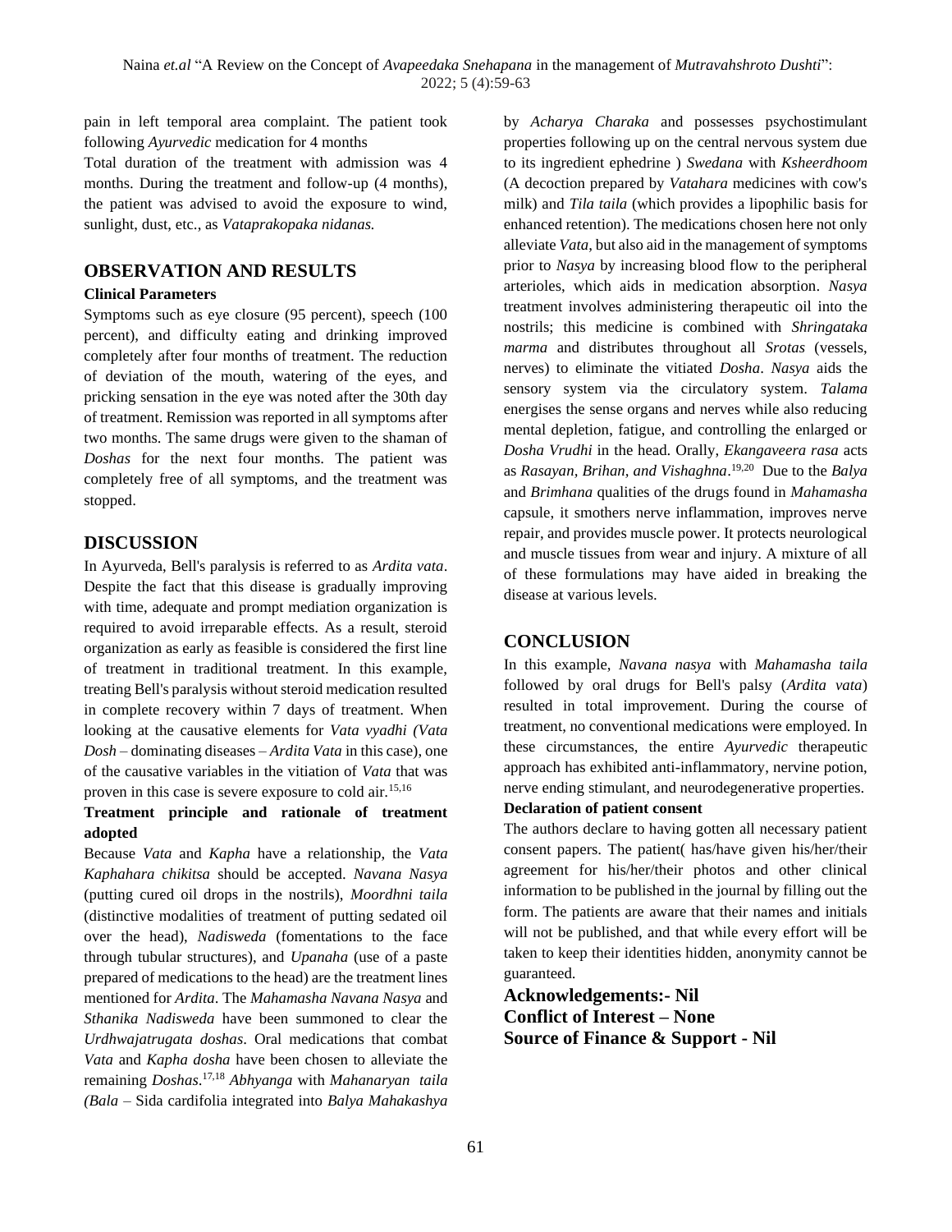pain in left temporal area complaint. The patient took following *Ayurvedic* medication for 4 months

Total duration of the treatment with admission was 4 months. During the treatment and follow-up (4 months), the patient was advised to avoid the exposure to wind, sunlight, dust, etc., as *Vataprakopaka nidanas.*

## OBSERVATION AND RESULTS

### Clinical Parameters

Symptoms such as eye closure (95 percent), speech (100 percent), and difficulty eating and drinking improved completely after four months of treatment. The reduction of deviation of the mouth, watering of the eyes, and pricking sensation in the eye was noted after the 30th day of treatment. Remission was reported in all symptoms after two months. The same drugs were given to the shaman of *Doshas* for the next four months. The patient was completely free of all symptoms, and the treatment was stopped.

## DISCUSSION

In Ayurveda, Bell's paralysis is referred to as *Ardita vata*. Despite the fact that this disease is gradually improving with time, adequate and prompt mediation organization is required to avoid irreparable effects. As a result, steroid organization as early as feasible is considered the first line of treatment in traditional treatment. In this example, treating Bell's paralysis without steroid medication resulted in complete recovery within 7 days of treatment. When looking at the causative elements for *Vata vyadhi (Vata Dosh* – dominating diseases – *Ardita Vata* in this case), one of the causative variables in the vitiation of *Vata* that was proven in this case is severe exposure to cold air.[15,16]

### Treatment principle and rationale of treatment adopted

Because *Vata* and *Kapha* have a relationship, the *Vata Kaphahara chikitsa* should be accepted. *Navana Nasya* (putting cured oil drops in the nostrils), *Moordhni taila* (distinctive modalities of treatment of putting sedated oil over the head), *Nadisweda* (fomentations to the face through tubular structures), and *Upanaha* (use of a paste prepared of medications to the head) are the treatment lines mentioned for *Ardita*. The *Mahamasha Navana Nasya* and *Sthanika Nadisweda* have been summoned to clear the *Urdhwajatrugata doshas*. Oral medications that combat *Vata* and *Kapha dosha* have been chosen to alleviate the remaining *Doshas*.[17,18] *Abhyanga* with *Mahanaryan taila (Bala* – Sida cardifolia integrated into *Balya Mahakashya* by *Acharya Charaka* and possesses psychostimulant properties following up on the central nervous system due to its ingredient ephedrine ) *Swedana* with *Ksheerdhoom* (A decoction prepared by *Vatahara* medicines with cow's milk) and *Tila taila* (which provides a lipophilic basis for enhanced retention). The medications chosen here not only alleviate *Vata*, but also aid in the management of symptoms prior to *Nasya* by increasing blood flow to the peripheral arterioles, which aids in medication absorption. *Nasya* treatment involves administering therapeutic oil into the nostrils; this medicine is combined with *Shringataka marma* and distributes throughout all *Srotas* (vessels, nerves) to eliminate the vitiated *Dosha*. *Nasya* aids the sensory system via the circulatory system. *Talama* energises the sense organs and nerves while also reducing mental depletion, fatigue, and controlling the enlarged or *Dosha Vrudhi* in the head. Orally, *Ekangaveera rasa* acts as *Rasayan, Brihan, and Vishaghna*.[19,20] Due to the *Balya* and *Brimhana* qualities of the drugs found in *Mahamasha* capsule, it smothers nerve inflammation, improves nerve repair, and provides muscle power. It protects neurological and muscle tissues from wear and injury. A mixture of all of these formulations may have aided in breaking the disease at various levels.

## CONCLUSION

In this example, *Navana nasya* with *Mahamasha taila* followed by oral drugs for Bell's palsy (*Ardita vata*) resulted in total improvement. During the course of treatment, no conventional medications were employed. In these circumstances, the entire *Ayurvedic* therapeutic approach has exhibited anti-inflammatory, nervine potion, nerve ending stimulant, and neurodegenerative properties.

### Declaration of patient consent

The authors declare to having gotten all necessary patient consent papers. The patient( has/have given his/her/their agreement for his/her/their photos and other clinical information to be published in the journal by filling out the form. The patients are aware that their names and initials will not be published, and that while every effort will be taken to keep their identities hidden, anonymity cannot be guaranteed.

**Acknowledgements:- Nil**
**Conflict of Interest – None**
**Source of Finance & Support - Nil**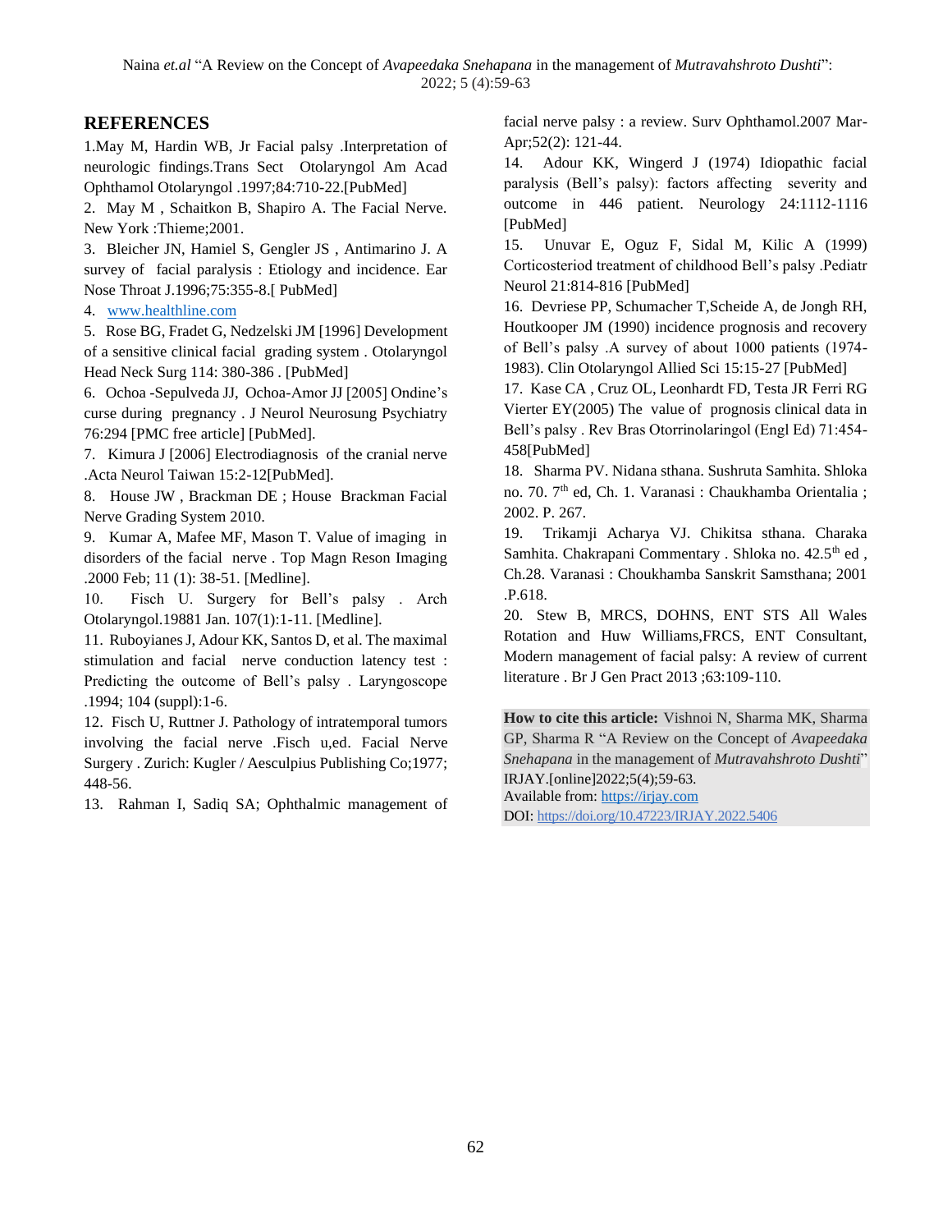## REFERENCES

1.May M, Hardin WB, Jr Facial palsy .Interpretation of neurologic findings.Trans Sect Otolaryngol Am Acad Ophthamol Otolaryngol .1997;84:710-22.[PubMed]

2. May M , Schaitkon B, Shapiro A. The Facial Nerve. New York :Thieme;2001.

3. Bleicher JN, Hamiel S, Gengler JS , Antimarino J. A survey of facial paralysis : Etiology and incidence. Ear Nose Throat J.1996;75:355-8.[ PubMed]

4. www.healthline.com

5. Rose BG, Fradet G, Nedzelski JM [1996] Development of a sensitive clinical facial grading system . Otolaryngol Head Neck Surg 114: 380-386 . [PubMed]

6. Ochoa -Sepulveda JJ, Ochoa-Amor JJ [2005] Ondine's curse during pregnancy . J Neurol Neurosung Psychiatry 76:294 [PMC free article] [PubMed].

7. Kimura J [2006] Electrodiagnosis of the cranial nerve .Acta Neurol Taiwan 15:2-12[PubMed].

8. House JW , Brackman DE ; House Brackman Facial Nerve Grading System 2010.

9. Kumar A, Mafee MF, Mason T. Value of imaging in disorders of the facial nerve . Top Magn Reson Imaging .2000 Feb; 11 (1): 38-51. [Medline].

10. Fisch U. Surgery for Bell's palsy . Arch Otolaryngol.19881 Jan. 107(1):1-11. [Medline].

11. Ruboyianes J, Adour KK, Santos D, et al. The maximal stimulation and facial nerve conduction latency test : Predicting the outcome of Bell's palsy . Laryngoscope .1994; 104 (suppl):1-6.

12. Fisch U, Ruttner J. Pathology of intratemporal tumors involving the facial nerve .Fisch u,ed. Facial Nerve Surgery . Zurich: Kugler / Aesculpius Publishing Co;1977; 448-56.

13. Rahman I, Sadiq SA; Ophthalmic management of facial nerve palsy : a review. Surv Ophthamol.2007 Mar-Apr;52(2): 121-44.

14. Adour KK, Wingerd J (1974) Idiopathic facial paralysis (Bell's palsy): factors affecting severity and outcome in 446 patient. Neurology 24:1112-1116 [PubMed]

15. Unuvar E, Oguz F, Sidal M, Kilic A (1999) Corticosteriod treatment of childhood Bell's palsy .Pediatr Neurol 21:814-816 [PubMed]

16. Devriese PP, Schumacher T,Scheide A, de Jongh RH, Houtkooper JM (1990) incidence prognosis and recovery of Bell's palsy .A survey of about 1000 patients (1974-1983). Clin Otolaryngol Allied Sci 15:15-27 [PubMed]

17. Kase CA , Cruz OL, Leonhardt FD, Testa JR Ferri RG Vierter EY(2005) The value of prognosis clinical data in Bell's palsy . Rev Bras Otorrinolaringol (Engl Ed) 71:454-458[PubMed]

18. Sharma PV. Nidana sthana. Sushruta Samhita. Shloka no. 70. 7th ed, Ch. 1. Varanasi : Chaukhamba Orientalia ; 2002. P. 267.

19. Trikamji Acharya VJ. Chikitsa sthana. Charaka Samhita. Chakrapani Commentary . Shloka no. 42.5th ed , Ch.28. Varanasi : Choukhamba Sanskrit Samsthana; 2001 .P.618.

20. Stew B, MRCS, DOHNS, ENT STS All Wales Rotation and Huw Williams,FRCS, ENT Consultant, Modern management of facial palsy: A review of current literature . Br J Gen Pract 2013 ;63:109-110.

**How to cite this article:** Vishnoi N, Sharma MK, Sharma GP, Sharma R "A Review on the Concept of *Avapeedaka Snehapana* in the management of *Mutravahshroto Dushti*" IRJAY.[online]2022;5(4);59-63.
Available from: https://irjay.com
DOI: https://doi.org/10.47223/IRJAY.2022.5406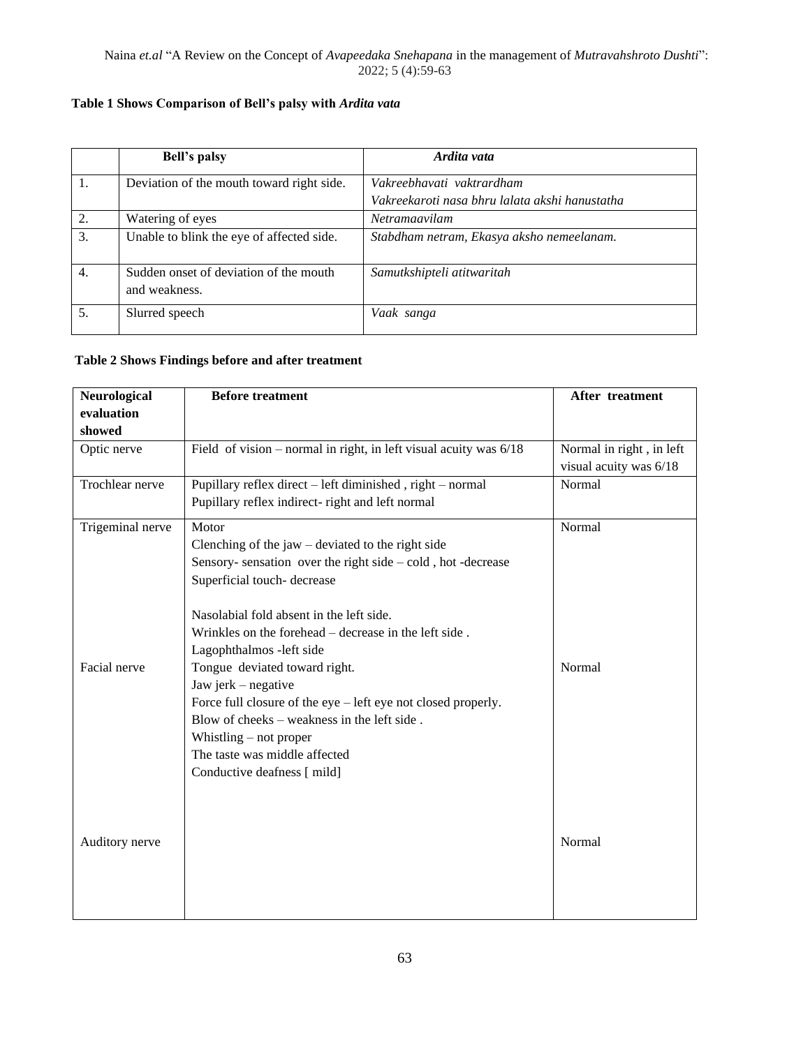**Table 1 Shows Comparison of Bell's palsy with *Ardita vata***

| | Bell's palsy | *Ardita vata* |
|---|---|---|
| 1. | Deviation of the mouth toward right side. | *Vakreebhavati vaktrardham*<br>*Vakreekaroti nasa bhru lalata akshi hanustatha* |
| 2. | Watering of eyes | *Netramaavilam* |
| 3. | Unable to blink the eye of affected side. | *Stabdham netram, Ekasya aksho nemeelanam.* |
| 4. | Sudden onset of deviation of the mouth and weakness. | *Samutkshipteli atitwaritah* |
| 5. | Slurred speech | *Vaak sanga* |

**Table 2 Shows Findings before and after treatment**

| Neurological evaluation showed | Before treatment | After treatment |
|---|---|---|
| Optic nerve | Field of vision – normal in right, in left visual acuity was 6/18 | Normal in right , in left visual acuity was 6/18 |
| Trochlear nerve | Pupillary reflex direct – left diminished , right – normal<br>Pupillary reflex indirect- right and left normal | Normal |
| Trigeminal nerve | Motor<br>Clenching of the jaw – deviated to the right side<br>Sensory- sensation over the right side – cold , hot -decrease<br>Superficial touch- decrease | Normal |
| Facial nerve | Nasolabial fold absent in the left side.<br>Wrinkles on the forehead – decrease in the left side .<br>Lagophthalmos -left side<br>Tongue deviated toward right.<br>Jaw jerk – negative<br>Force full closure of the eye – left eye not closed properly.<br>Blow of cheeks – weakness in the left side .<br>Whistling – not proper<br>The taste was middle affected<br>Conductive deafness [ mild] | Normal |
| Auditory nerve | | Normal |